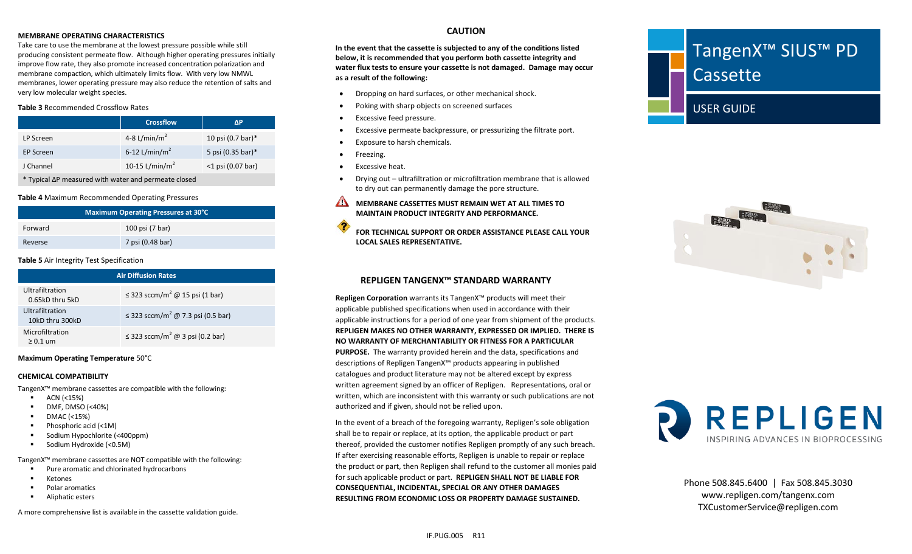# TangenX™ SIUS™ PD Cassette

## USER GUIDE

### MEMBRANE OPERATING CHARACTERISTICS

Take care to use the membrane at the lowest pressure possible while still producing consistent permeate flow. Although higher operating pressures initially improve flow rate, they also promote increased concentration polarization and membrane compaction, which ultimately limits flow. With very low NMWL membranes, lower operating pressure may also reduce the retention of salts and very low molecular weight species.

**Table 3** Recommended Crossflow Rates

| | Crossflow | ΔP |
|---|---|---|
| LP Screen | 4-8 L/min/m$^2$ | 10 psi (0.7 bar)* |
| EP Screen | 6-12 L/min/m$^2$ | 5 psi (0.35 bar)* |
| J Channel | 10-15 L/min/m$^2$ | <1 psi (0.07 bar) |

\* Typical ΔP measured with water and permeate closed

**Table 4** Maximum Recommended Operating Pressures

| Maximum Operating Pressures at 30°C | |
|---|---|
| Forward | 100 psi (7 bar) |
| Reverse | 7 psi (0.48 bar) |

**Table 5** Air Integrity Test Specification

| Air Diffusion Rates | |
|---|---|
| Ultrafiltration 0.65kD thru 5kD | ≤ 323 sccm/m$^2$ @ 15 psi (1 bar) |
| Ultrafiltration 10kD thru 300kD | ≤ 323 sccm/m$^2$ @ 7.3 psi (0.5 bar) |
| Microfiltration ≥ 0.1 um | ≤ 323 sccm/m$^2$ @ 3 psi (0.2 bar) |

**Maximum Operating Temperature** 50°C

### CHEMICAL COMPATIBILITY

TangenX™ membrane cassettes are compatible with the following:

- ACN (<15%)
- DMF, DMSO (<40%)
- DMAC (<15%)
- Phosphoric acid (<1M)
- Sodium Hypochlorite (<400ppm)
- Sodium Hydroxide (<0.5M)

TangenX™ membrane cassettes are NOT compatible with the following:

- Pure aromatic and chlorinated hydrocarbons
- Ketones
- Polar aromatics
- Aliphatic esters

A more comprehensive list is available in the cassette validation guide.

### CAUTION

**In the event that the cassette is subjected to any of the conditions listed below, it is recommended that you perform both cassette integrity and water flux tests to ensure your cassette is not damaged. Damage may occur as a result of the following:**

- Dropping on hard surfaces, or other mechanical shock.
- Poking with sharp objects on screened surfaces
- Excessive feed pressure.
- Excessive permeate backpressure, or pressurizing the filtrate port.
- Exposure to harsh chemicals.
- Freezing.
- Excessive heat.
- Drying out – ultrafiltration or microfiltration membrane that is allowed to dry out can permanently damage the pore structure.

**MEMBRANE CASSETTES MUST REMAIN WET AT ALL TIMES TO MAINTAIN PRODUCT INTEGRITY AND PERFORMANCE.**

**FOR TECHNICAL SUPPORT OR ORDER ASSISTANCE PLEASE CALL YOUR LOCAL SALES REPRESENTATIVE.**

### REPLIGEN TANGENX™ STANDARD WARRANTY

**Repligen Corporation** warrants its TangenX™ products will meet their applicable published specifications when used in accordance with their applicable instructions for a period of one year from shipment of the products. **REPLIGEN MAKES NO OTHER WARRANTY, EXPRESSED OR IMPLIED. THERE IS NO WARRANTY OF MERCHANTABILITY OR FITNESS FOR A PARTICULAR PURPOSE.** The warranty provided herein and the data, specifications and descriptions of Repligen TangenX™ products appearing in published catalogues and product literature may not be altered except by express written agreement signed by an officer of Repligen. Representations, oral or written, which are inconsistent with this warranty or such publications are not authorized and if given, should not be relied upon.

In the event of a breach of the foregoing warranty, Repligen's sole obligation shall be to repair or replace, at its option, the applicable product or part thereof, provided the customer notifies Repligen promptly of any such breach. If after exercising reasonable efforts, Repligen is unable to repair or replace the product or part, then Repligen shall refund to the customer all monies paid for such applicable product or part. **REPLIGEN SHALL NOT BE LIABLE FOR CONSEQUENTIAL, INCIDENTAL, SPECIAL OR ANY OTHER DAMAGES RESULTING FROM ECONOMIC LOSS OR PROPERTY DAMAGE SUSTAINED.**

REPLIGEN
INSPIRING ADVANCES IN BIOPROCESSING

Phone 508.845.6400 | Fax 508.845.3030
www.repligen.com/tangenx.com
TXCustomerService@repligen.com

IF.PUG.005 R11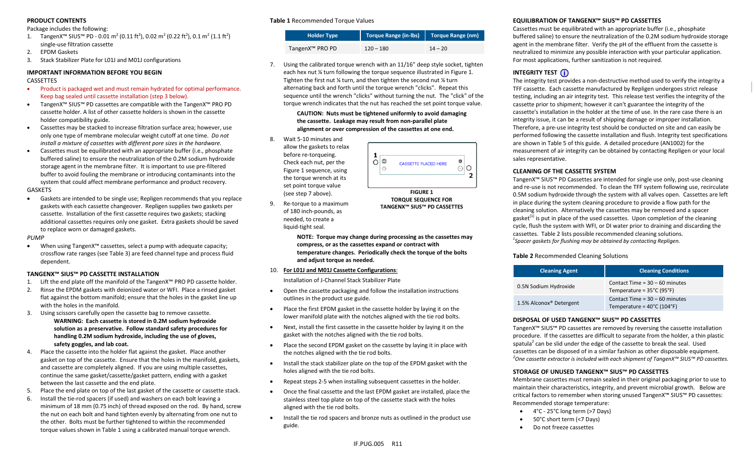**PRODUCT CONTENTS**

Package includes the following:

1. TangenX™ SIUS™ PD - 0.01 m² (0.11 ft²), 0.02 m² (0.22 ft²), 0.1 m² (1.1 ft²) single-use filtration cassette
2. EPDM Gaskets
3. Stack Stabilizer Plate for L01J and M01J configurations

**IMPORTANT INFORMATION BEFORE YOU BEGIN**

CASSETTES

- Product is packaged wet and must remain hydrated for optimal performance. Keep bag sealed until cassette installation (step 3 below).
- TangenX™ SIUS™ PD cassettes are compatible with the TangenX™ PRO PD cassette holder. A list of other cassette holders is shown in the cassette holder compatibility guide.
- Cassettes may be stacked to increase filtration surface area; however, use only one type of membrane molecular weight cutoff at one time. *Do not install a mixture of cassettes with different pore sizes in the hardware.*
- Cassettes must be equilibrated with an appropriate buffer (i.e., phosphate buffered saline) to ensure the neutralization of the 0.2M sodium hydroxide storage agent in the membrane filter. It is important to use pre-filtered buffer to avoid fouling the membrane or introducing contaminants into the system that could affect membrane performance and product recovery.

GASKETS

- Gaskets are intended to be single use; Repligen recommends that you replace gaskets with each cassette changeover. Repligen supplies two gaskets per cassette. Installation of the first cassette requires two gaskets; stacking additional cassettes requires only one gasket. Extra gaskets should be saved to replace worn or damaged gaskets.

*PUMP*

- When using TangenX™ cassettes, select a pump with adequate capacity; crossflow rate ranges (see Table 3) are feed channel type and process fluid dependent.

**TANGENX™ SIUS™ PD CASSETTE INSTALLATION**

1. Lift the end plate off the manifold of the TangenX™ PRO PD cassette holder.
2. Rinse the EPDM gaskets with deionized water or WFI. Place a rinsed gasket flat against the bottom manifold; ensure that the holes in the gasket line up with the holes in the manifold.
3. Using scissors carefully open the cassette bag to remove cassette.
   **WARNING: Each cassette is stored in 0.2M sodium hydroxide solution as a preservative. Follow standard safety procedures for handling 0.2M sodium hydroxide, including the use of gloves, safety goggles, and lab coat.**
4. Place the cassette into the holder flat against the gasket. Place another gasket on top of the cassette. Ensure that the holes in the manifold, gaskets, and cassette are completely aligned. If you are using multiple cassettes, continue the same gasket/cassette/gasket pattern, ending with a gasket between the last cassette and the end plate.
5. Place the end plate on top of the last gasket of the cassette or cassette stack.
6. Install the tie-rod spacers (if used) and washers on each bolt leaving a minimum of 18 mm (0.75 inch) of thread exposed on the rod. By hand, screw the nut on each bolt and hand tighten evenly by alternating from one nut to the other. Bolts must be further tightened to within the recommended torque values shown in Table 1 using a calibrated manual torque wrench.

**Table 1** Recommended Torque Values

| Holder Type | Torque Range (in-lbs) | Torque Range (nm) |
|---|---|---|
| TangenX™ PRO PD | 120 – 180 | 14 – 20 |

7. Using the calibrated torque wrench with an 11/16" deep style socket, tighten each hex nut ¼ turn following the torque sequence illustrated in Figure 1. Tighten the first nut ¼ turn, and then tighten the second nut ¼ turn alternating back and forth until the torque wrench "clicks". Repeat this sequence until the wrench "clicks" without turning the nut. The "click" of the torque wrench indicates that the nut has reached the set point torque value.

   **CAUTION: Nuts must be tightened uniformly to avoid damaging the cassette. Leakage may result from non-parallel plate alignment or over compression of the cassettes at one end.**

8. Wait 5-10 minutes and allow the gaskets to relax before re-torqueing. Check each nut, per the Figure 1 sequence, using the torque wrench at its set point torque value (see step 7 above).
9. Re-torque to a maximum of 180 inch-pounds, as needed, to create a liquid-tight seal.

**FIGURE 1**
**TORQUE SEQUENCE FOR TANGENX™ SIUS™ PD CASSETTES**

   **NOTE: Torque may change during processing as the cassettes may compress, or as the cassettes expand or contract with temperature changes. Periodically check the torque of the bolts and adjust torque as needed.**

10. **For L01J and M01J Cassette Configurations**:

    Installation of J-Channel Stack Stabilizer Plate

- Open the cassette packaging and follow the installation instructions outlines in the product use guide.
- Place the first EPDM gasket in the cassette holder by laying it on the lower manifold plate with the notches aligned with the tie rod bolts.
- Next, install the first cassette in the cassette holder by laying it on the gasket with the notches aligned with the tie rod bolts.
- Place the second EPDM gasket on the cassette by laying it in place with the notches aligned with the tie rod bolts.
- Install the stack stabilizer plate on the top of the EPDM gasket with the holes aligned with the tie rod bolts.
- Repeat steps 2-5 when installing subsequent cassettes in the holder.
- Once the final cassette and the last EPDM gasket are installed, place the stainless steel top plate on top of the cassette stack with the holes aligned with the tie rod bolts.
- Install the tie rod spacers and bronze nuts as outlined in the product use guide.

**EQUILIBRATION OF TANGENX™ SIUS™ PD CASSETTES**

Cassettes must be equilibrated with an appropriate buffer (i.e., phosphate buffered saline) to ensure the neutralization of the 0.2M sodium hydroxide storage agent in the membrane filter. Verify the pH of the effluent from the cassette is neutralized to minimize any possible interaction with your particular application. For most applications, further sanitization is not required.

**INTEGRITY TEST**

The integrity test provides a non-destructive method used to verify the integrity a TFF cassette. Each cassette manufactured by Repligen undergoes strict release testing, including an air integrity test. This release test verifies the integrity of the cassette prior to shipment; however it can't guarantee the integrity of the cassette's installation in the holder at the time of use. In the rare case there is an integrity issue, it can be a result of shipping damage or improper installation. Therefore, a pre-use integrity test should be conducted on site and can easily be performed following the cassette installation and flush. Integrity test specifications are shown in Table 5 of this guide. A detailed procedure (AN1002) for the measurement of air integrity can be obtained by contacting Repligen or your local sales representative.

**CLEANING OF THE CASSETTE SYSTEM**

TangenX™ SIUS™ PD Cassettes are intended for single use only, post-use cleaning and re-use is not recommended. To clean the TFF system following use, recirculate 0.5M sodium hydroxide through the system with all valves open. Cassettes are left in place during the system cleaning procedure to provide a flow path for the cleaning solution. Alternatively the cassettes may be removed and a spacer gasket[1] is put in place of the used cassettes. Upon completion of the cleaning cycle, flush the system with WFI, or DI water prior to draining and discarding the cassettes. Table 2 lists possible recommended cleaning solutions.

*[1]Spacer gaskets for flushing may be obtained by contacting Repligen.*

**Table 2** Recommended Cleaning Solutions

| Cleaning Agent | Cleaning Conditions |
|---|---|
| 0.5N Sodium Hydroxide | Contact Time = 30 – 60 minutes<br>Temperature = 35°C (95°F) |
| 1.5% Alconox® Detergent | Contact Time = 30 – 60 minutes<br>Temperature = 40°C (104°F) |

**DISPOSAL OF USED TANGENX™ SIUS™ PD CASSETTES**

TangenX™ SIUS™ PD cassettes are removed by reversing the cassette installation procedure. If the cassettes are difficult to separate from the holder, a thin plastic spatula[2] can be slid under the edge of the cassette to break the seal. Used cassettes can be disposed of in a similar fashion as other disposable equipment.

*[2]One cassette extractor is included with each shipment of TangenX™ SIUS™ PD cassettes.*

**STORAGE OF UNUSED TANGENX™ SIUS™ PD CASSETTES**

Membrane cassettes must remain sealed in their original packaging prior to use to maintain their characteristics, integrity, and prevent microbial growth. Below are critical factors to remember when storing unused TangenX™ SIUS™ PD cassettes:

Recommended storage temperature:

- 4°C - 25°C long term (>7 Days)
- 50°C short term (<7 Days)
- Do not freeze cassettes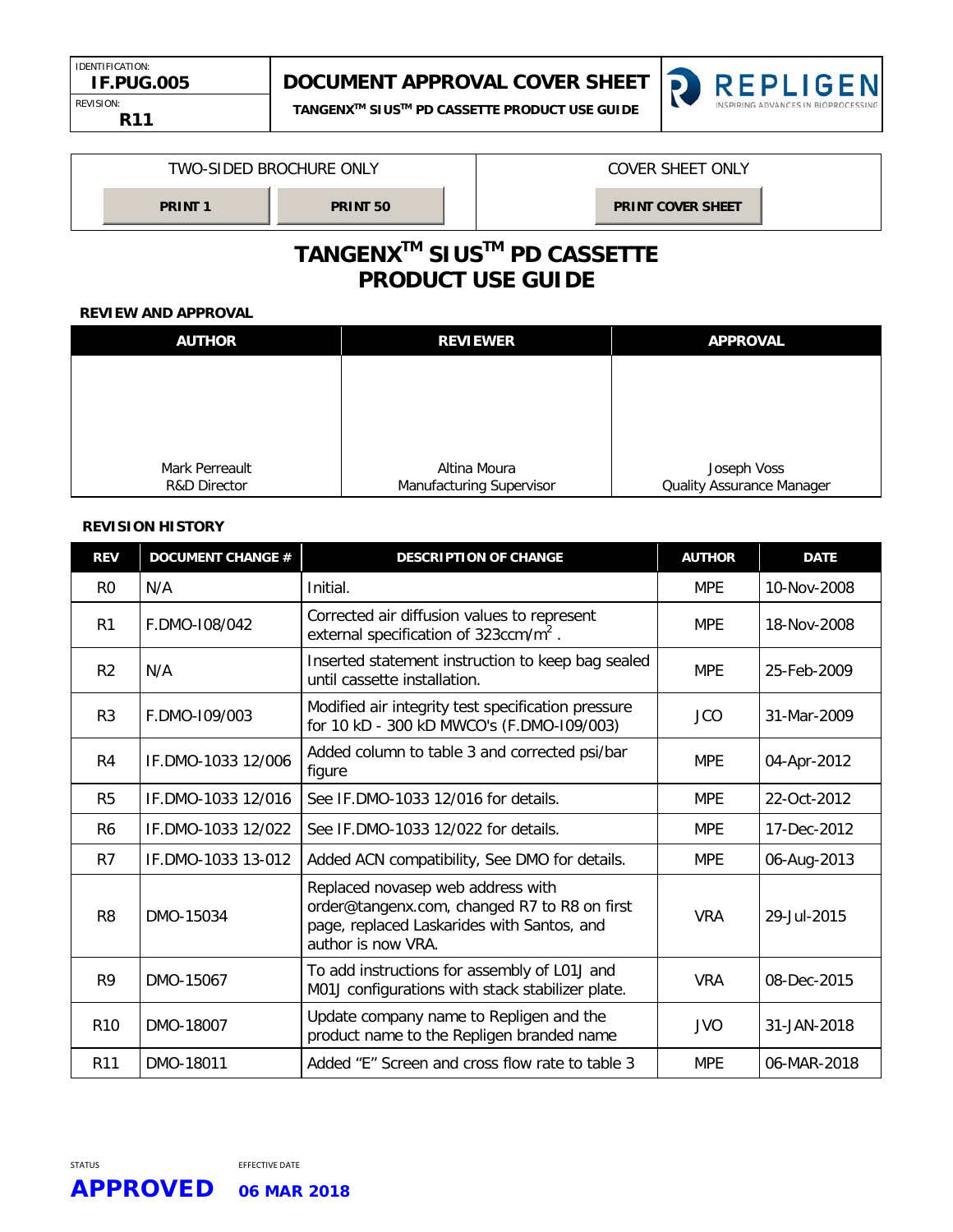| IDENTIFICATION: **IF.PUG.005** | **DOCUMENT APPROVAL COVER SHEET** |
| --- | --- |
| REVISION: **R11** | **TANGENX$^{TM}$ SIUS$^{TM}$ PD CASSETTE PRODUCT USE GUIDE** |

REPLIGEN
INSPIRING ADVANCES IN BIOPROCESSING

| TWO-SIDED BROCHURE ONLY | | COVER SHEET ONLY |
| --- | --- | --- |
| **PRINT 1** | **PRINT 50** | **PRINT COVER SHEET** |

# TANGENX$^{TM}$ SIUS$^{TM}$ PD CASSETTE PRODUCT USE GUIDE

**REVIEW AND APPROVAL**

| AUTHOR | REVIEWER | APPROVAL |
| --- | --- | --- |
| Mark Perreault<br>R&D Director | Altina Moura<br>Manufacturing Supervisor | Joseph Voss<br>Quality Assurance Manager |

**REVISION HISTORY**

| REV | DOCUMENT CHANGE # | DESCRIPTION OF CHANGE | AUTHOR | DATE |
| --- | --- | --- | --- | --- |
| R0 | N/A | Initial. | MPE | 10-Nov-2008 |
| R1 | F.DMO-I08/042 | Corrected air diffusion values to represent external specification of 323ccm/m$^2$ . | MPE | 18-Nov-2008 |
| R2 | N/A | Inserted statement instruction to keep bag sealed until cassette installation. | MPE | 25-Feb-2009 |
| R3 | F.DMO-I09/003 | Modified air integrity test specification pressure for 10 kD - 300 kD MWCO's (F.DMO-I09/003) | JCO | 31-Mar-2009 |
| R4 | IF.DMO-1033 12/006 | Added column to table 3 and corrected psi/bar figure | MPE | 04-Apr-2012 |
| R5 | IF.DMO-1033 12/016 | See IF.DMO-1033 12/016 for details. | MPE | 22-Oct-2012 |
| R6 | IF.DMO-1033 12/022 | See IF.DMO-1033 12/022 for details. | MPE | 17-Dec-2012 |
| R7 | IF.DMO-1033 13-012 | Added ACN compatibility, See DMO for details. | MPE | 06-Aug-2013 |
| R8 | DMO-15034 | Replaced novasep web address with order@tangenx.com, changed R7 to R8 on first page, replaced Laskarides with Santos, and author is now VRA. | VRA | 29-Jul-2015 |
| R9 | DMO-15067 | To add instructions for assembly of L01J and M01J configurations with stack stabilizer plate. | VRA | 08-Dec-2015 |
| R10 | DMO-18007 | Update company name to Repligen and the product name to the Repligen branded name | JVO | 31-JAN-2018 |
| R11 | DMO-18011 | Added "E" Screen and cross flow rate to table 3 | MPE | 06-MAR-2018 |

STATUS: **APPROVED**

EFFECTIVE DATE: **06 MAR 2018**